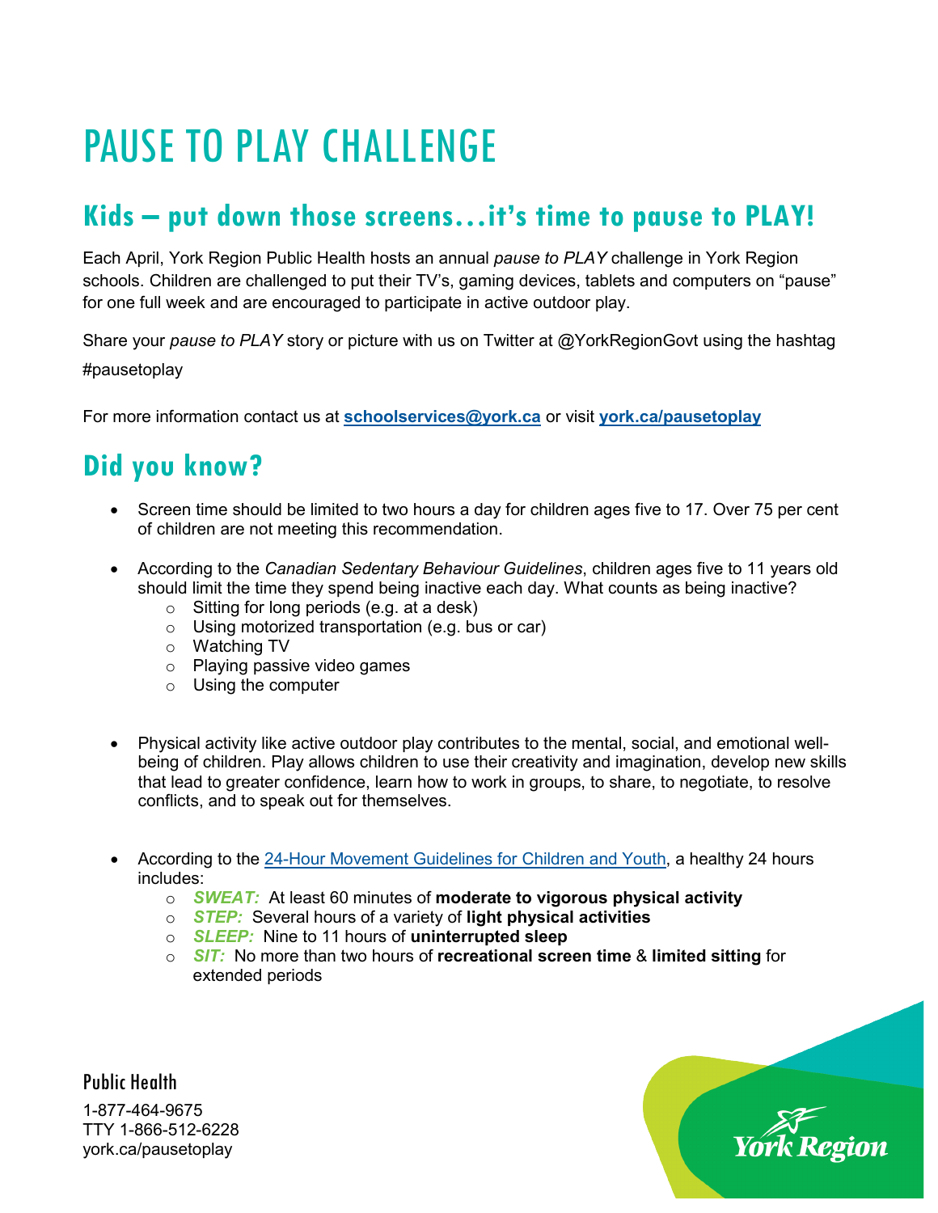# PAUSE TO PLAY CHALLENGE

## Kids – put down those screens…it's time to pause to PLAY!

Each April, York Region Public Health hosts an annual *pause to PLAY* challenge in York Region schools. Children are challenged to put their TV's, gaming devices, tablets and computers on "pause" for one full week and are encouraged to participate in active outdoor play.

Share your *pause to PLAY* story or picture with us on Twitter at @YorkRegionGovt using the hashtag #pausetoplay

For more information contact us at **schoolservices@york.ca** or visit **york.ca/pausetoplay**

## Did you know?

- Screen time should be limited to two hours a day for children ages five to 17. Over 75 per cent of children are not meeting this recommendation.

- According to the *Canadian Sedentary Behaviour Guidelines*, children ages five to 11 years old should limit the time they spend being inactive each day. What counts as being inactive?
  - Sitting for long periods (e.g. at a desk)
  - Using motorized transportation (e.g. bus or car)
  - Watching TV
  - Playing passive video games
  - Using the computer

- Physical activity like active outdoor play contributes to the mental, social, and emotional well-being of children. Play allows children to use their creativity and imagination, develop new skills that lead to greater confidence, learn how to work in groups, to share, to negotiate, to resolve conflicts, and to speak out for themselves.

- According to the 24-Hour Movement Guidelines for Children and Youth, a healthy 24 hours includes:
  - ***SWEAT:*** At least 60 minutes of **moderate to vigorous physical activity**
  - ***STEP:*** Several hours of a variety of **light physical activities**
  - ***SLEEP:*** Nine to 11 hours of **uninterrupted sleep**
  - ***SIT:*** No more than two hours of **recreational screen time** & **limited sitting** for extended periods

Public Health

1-877-464-9675
TTY 1-866-512-6228
york.ca/pausetoplay

York Region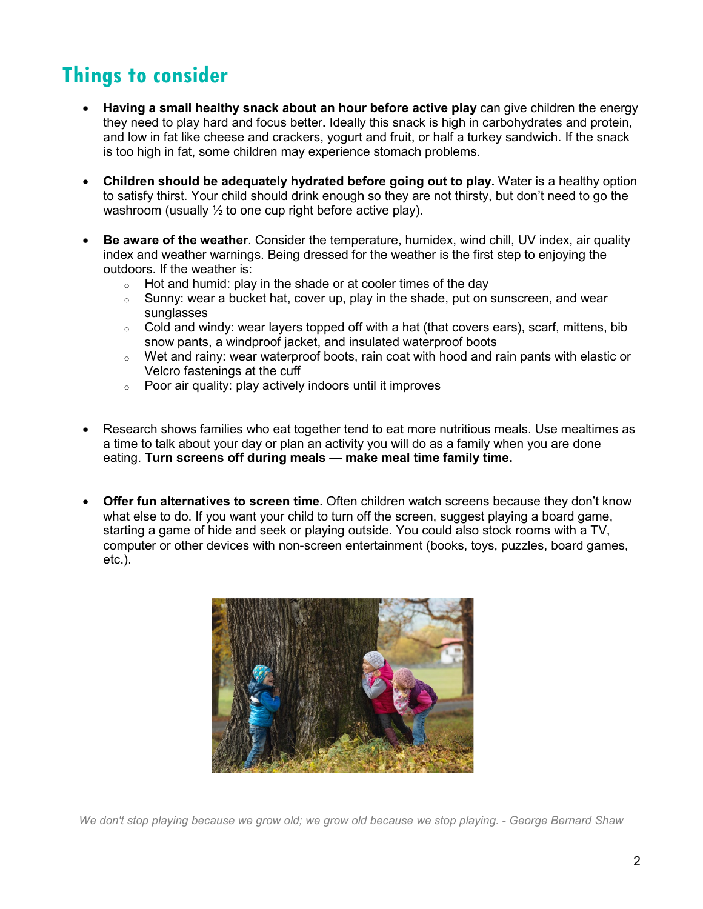## Things to consider

- **Having a small healthy snack about an hour before active play** can give children the energy they need to play hard and focus better**.** Ideally this snack is high in carbohydrates and protein, and low in fat like cheese and crackers, yogurt and fruit, or half a turkey sandwich. If the snack is too high in fat, some children may experience stomach problems.

- **Children should be adequately hydrated before going out to play.** Water is a healthy option to satisfy thirst. Your child should drink enough so they are not thirsty, but don't need to go the washroom (usually ½ to one cup right before active play).

- **Be aware of the weather**. Consider the temperature, humidex, wind chill, UV index, air quality index and weather warnings. Being dressed for the weather is the first step to enjoying the outdoors. If the weather is:
    - Hot and humid: play in the shade or at cooler times of the day
    - Sunny: wear a bucket hat, cover up, play in the shade, put on sunscreen, and wear sunglasses
    - Cold and windy: wear layers topped off with a hat (that covers ears), scarf, mittens, bib snow pants, a windproof jacket, and insulated waterproof boots
    - Wet and rainy: wear waterproof boots, rain coat with hood and rain pants with elastic or Velcro fastenings at the cuff
    - Poor air quality: play actively indoors until it improves

- Research shows families who eat together tend to eat more nutritious meals. Use mealtimes as a time to talk about your day or plan an activity you will do as a family when you are done eating. **Turn screens off during meals — make meal time family time.**

- **Offer fun alternatives to screen time.** Often children watch screens because they don't know what else to do. If you want your child to turn off the screen, suggest playing a board game, starting a game of hide and seek or playing outside. You could also stock rooms with a TV, computer or other devices with non-screen entertainment (books, toys, puzzles, board games, etc.).

*We don't stop playing because we grow old; we grow old because we stop playing. - George Bernard Shaw*